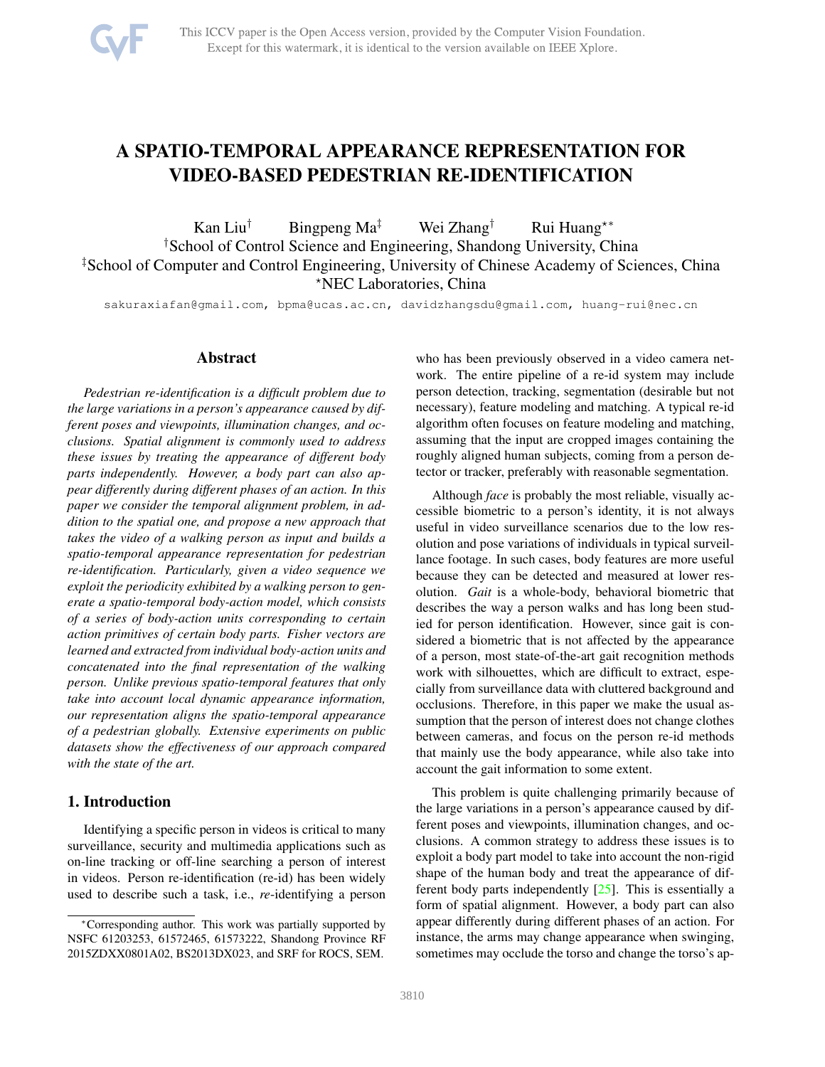# A SPATIO-TEMPORAL APPEARANCE REPRESENTATION FOR VIDEO-BASED PEDESTRIAN RE-IDENTIFICATION

Kan Liu[†] Bingpeng Ma[‡] Wei Zhang[†] Rui Huang[⋆*]

[†]School of Control Science and Engineering, Shandong University, China

[‡]School of Computer and Control Engineering, University of Chinese Academy of Sciences, China

[⋆]NEC Laboratories, China

sakuraxiafan@gmail.com, bpma@ucas.ac.cn, davidzhangsdu@gmail.com, huang-rui@nec.cn

## Abstract

*Pedestrian re-identification is a difficult problem due to the large variations in a person's appearance caused by different poses and viewpoints, illumination changes, and occlusions. Spatial alignment is commonly used to address these issues by treating the appearance of different body parts independently. However, a body part can also appear differently during different phases of an action. In this paper we consider the temporal alignment problem, in addition to the spatial one, and propose a new approach that takes the video of a walking person as input and builds a spatio-temporal appearance representation for pedestrian re-identification. Particularly, given a video sequence we exploit the periodicity exhibited by a walking person to generate a spatio-temporal body-action model, which consists of a series of body-action units corresponding to certain action primitives of certain body parts. Fisher vectors are learned and extracted from individual body-action units and concatenated into the final representation of the walking person. Unlike previous spatio-temporal features that only take into account local dynamic appearance information, our representation aligns the spatio-temporal appearance of a pedestrian globally. Extensive experiments on public datasets show the effectiveness of our approach compared with the state of the art.*

## 1. Introduction

Identifying a specific person in videos is critical to many surveillance, security and multimedia applications such as on-line tracking or off-line searching a person of interest in videos. Person re-identification (re-id) has been widely used to describe such a task, i.e., *re*-identifying a person who has been previously observed in a video camera network. The entire pipeline of a re-id system may include person detection, tracking, segmentation (desirable but not necessary), feature modeling and matching. A typical re-id algorithm often focuses on feature modeling and matching, assuming that the input are cropped images containing the roughly aligned human subjects, coming from a person detector or tracker, preferably with reasonable segmentation.

Although *face* is probably the most reliable, visually accessible biometric to a person's identity, it is not always useful in video surveillance scenarios due to the low resolution and pose variations of individuals in typical surveillance footage. In such cases, body features are more useful because they can be detected and measured at lower resolution. *Gait* is a whole-body, behavioral biometric that describes the way a person walks and has long been studied for person identification. However, since gait is considered a biometric that is not affected by the appearance of a person, most state-of-the-art gait recognition methods work with silhouettes, which are difficult to extract, especially from surveillance data with cluttered background and occlusions. Therefore, in this paper we make the usual assumption that the person of interest does not change clothes between cameras, and focus on the person re-id methods that mainly use the body appearance, while also take into account the gait information to some extent.

This problem is quite challenging primarily because of the large variations in a person's appearance caused by different poses and viewpoints, illumination changes, and occlusions. A common strategy to address these issues is to exploit a body part model to take into account the non-rigid shape of the human body and treat the appearance of different body parts independently [25]. This is essentially a form of spatial alignment. However, a body part can also appear differently during different phases of an action. For instance, the arms may change appearance when swinging, sometimes may occlude the torso and change the torso's ap-

*Corresponding author. This work was partially supported by NSFC 61203253, 61572465, 61573222, Shandong Province RF 2015ZDXX0801A02, BS2013DX023, and SRF for ROCS, SEM.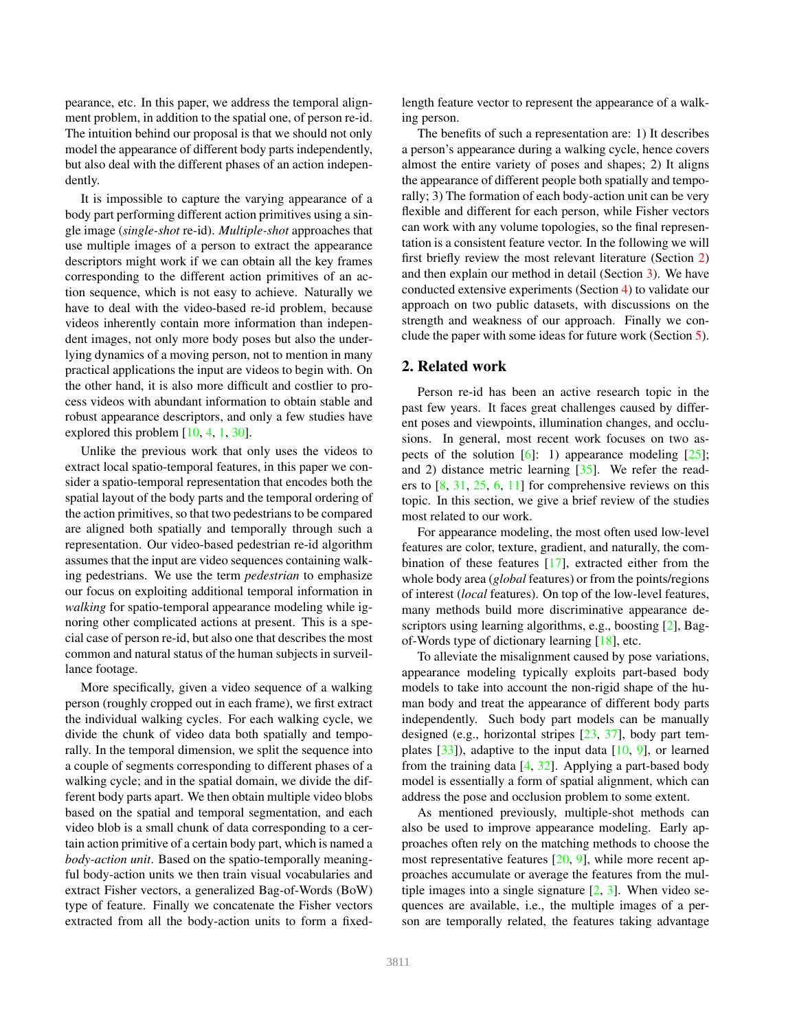pearance, etc. In this paper, we address the temporal alignment problem, in addition to the spatial one, of person re-id. The intuition behind our proposal is that we should not only model the appearance of different body parts independently, but also deal with the different phases of an action independently.

It is impossible to capture the varying appearance of a body part performing different action primitives using a single image (*single-shot* re-id). *Multiple-shot* approaches that use multiple images of a person to extract the appearance descriptors might work if we can obtain all the key frames corresponding to the different action primitives of an action sequence, which is not easy to achieve. Naturally we have to deal with the video-based re-id problem, because videos inherently contain more information than independent images, not only more body poses but also the underlying dynamics of a moving person, not to mention in many practical applications the input are videos to begin with. On the other hand, it is also more difficult and costlier to process videos with abundant information to obtain stable and robust appearance descriptors, and only a few studies have explored this problem [10, 4, 1, 30].

Unlike the previous work that only uses the videos to extract local spatio-temporal features, in this paper we consider a spatio-temporal representation that encodes both the spatial layout of the body parts and the temporal ordering of the action primitives, so that two pedestrians to be compared are aligned both spatially and temporally through such a representation. Our video-based pedestrian re-id algorithm assumes that the input are video sequences containing walking pedestrians. We use the term *pedestrian* to emphasize our focus on exploiting additional temporal information in *walking* for spatio-temporal appearance modeling while ignoring other complicated actions at present. This is a special case of person re-id, but also one that describes the most common and natural status of the human subjects in surveillance footage.

More specifically, given a video sequence of a walking person (roughly cropped out in each frame), we first extract the individual walking cycles. For each walking cycle, we divide the chunk of video data both spatially and temporally. In the temporal dimension, we split the sequence into a couple of segments corresponding to different phases of a walking cycle; and in the spatial domain, we divide the different body parts apart. We then obtain multiple video blobs based on the spatial and temporal segmentation, and each video blob is a small chunk of data corresponding to a certain action primitive of a certain body part, which is named a *body-action unit*. Based on the spatio-temporally meaningful body-action units we then train visual vocabularies and extract Fisher vectors, a generalized Bag-of-Words (BoW) type of feature. Finally we concatenate the Fisher vectors extracted from all the body-action units to form a fixed-length feature vector to represent the appearance of a walking person.

The benefits of such a representation are: 1) It describes a person's appearance during a walking cycle, hence covers almost the entire variety of poses and shapes; 2) It aligns the appearance of different people both spatially and temporally; 3) The formation of each body-action unit can be very flexible and different for each person, while Fisher vectors can work with any volume topologies, so the final representation is a consistent feature vector. In the following we will first briefly review the most relevant literature (Section 2) and then explain our method in detail (Section 3). We have conducted extensive experiments (Section 4) to validate our approach on two public datasets, with discussions on the strength and weakness of our approach. Finally we conclude the paper with some ideas for future work (Section 5).

## 2. Related work

Person re-id has been an active research topic in the past few years. It faces great challenges caused by different poses and viewpoints, illumination changes, and occlusions. In general, most recent work focuses on two aspects of the solution [6]: 1) appearance modeling [25]; and 2) distance metric learning [35]. We refer the readers to [8, 31, 25, 6, 11] for comprehensive reviews on this topic. In this section, we give a brief review of the studies most related to our work.

For appearance modeling, the most often used low-level features are color, texture, gradient, and naturally, the combination of these features [17], extracted either from the whole body area (*global* features) or from the points/regions of interest (*local* features). On top of the low-level features, many methods build more discriminative appearance descriptors using learning algorithms, e.g., boosting [2], Bag-of-Words type of dictionary learning [18], etc.

To alleviate the misalignment caused by pose variations, appearance modeling typically exploits part-based body models to take into account the non-rigid shape of the human body and treat the appearance of different body parts independently. Such body part models can be manually designed (e.g., horizontal stripes [23, 37], body part templates [33]), adaptive to the input data [10, 9], or learned from the training data [4, 32]. Applying a part-based body model is essentially a form of spatial alignment, which can address the pose and occlusion problem to some extent.

As mentioned previously, multiple-shot methods can also be used to improve appearance modeling. Early approaches often rely on the matching methods to choose the most representative features [20, 9], while more recent approaches accumulate or average the features from the multiple images into a single signature [2, 3]. When video sequences are available, i.e., the multiple images of a person are temporally related, the features taking advantage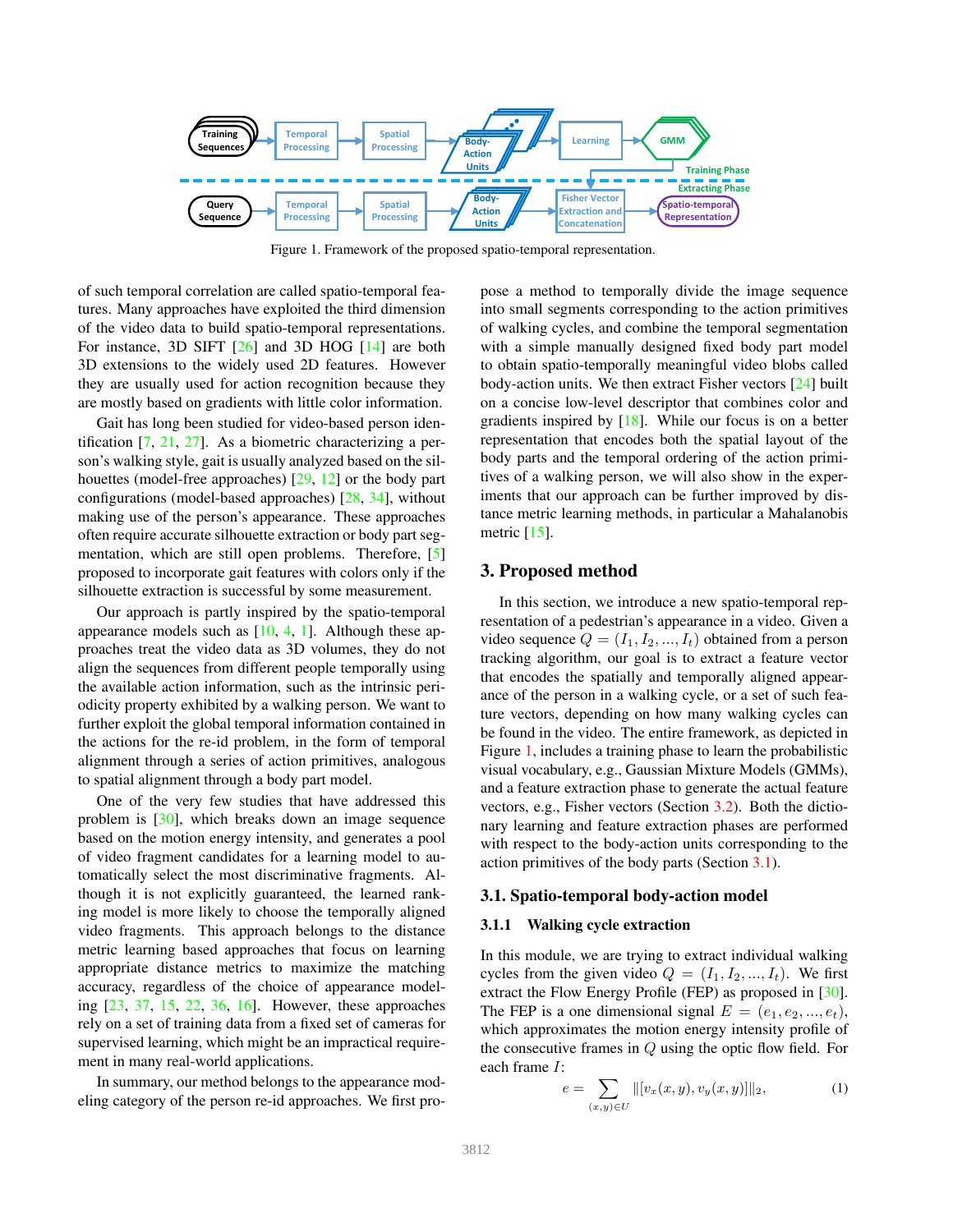Training Sequences
Temporal Processing
Spatial Processing
Body-Action Units
Learning
GMM
Training Phase
Extracting Phase
Query Sequence
Temporal Processing
Spatial Processing
Body-Action Units
Fisher Vector Extraction and Concatenation
Spatio-temporal Representation

Figure 1. Framework of the proposed spatio-temporal representation.

of such temporal correlation are called spatio-temporal features. Many approaches have exploited the third dimension of the video data to build spatio-temporal representations. For instance, 3D SIFT [26] and 3D HOG [14] are both 3D extensions to the widely used 2D features. However they are usually used for action recognition because they are mostly based on gradients with little color information.

Gait has long been studied for video-based person identification [7, 21, 27]. As a biometric characterizing a person's walking style, gait is usually analyzed based on the silhouettes (model-free approaches) [29, 12] or the body part configurations (model-based approaches) [28, 34], without making use of the person's appearance. These approaches often require accurate silhouette extraction or body part segmentation, which are still open problems. Therefore, [5] proposed to incorporate gait features with colors only if the silhouette extraction is successful by some measurement.

Our approach is partly inspired by the spatio-temporal appearance models such as [10, 4, 1]. Although these approaches treat the video data as 3D volumes, they do not align the sequences from different people temporally using the available action information, such as the intrinsic periodicity property exhibited by a walking person. We want to further exploit the global temporal information contained in the actions for the re-id problem, in the form of temporal alignment through a series of action primitives, analogous to spatial alignment through a body part model.

One of the very few studies that have addressed this problem is [30], which breaks down an image sequence based on the motion energy intensity, and generates a pool of video fragment candidates for a learning model to automatically select the most discriminative fragments. Although it is not explicitly guaranteed, the learned ranking model is more likely to choose the temporally aligned video fragments. This approach belongs to the distance metric learning based approaches that focus on learning appropriate distance metrics to maximize the matching accuracy, regardless of the choice of appearance modeling [23, 37, 15, 22, 36, 16]. However, these approaches rely on a set of training data from a fixed set of cameras for supervised learning, which might be an impractical requirement in many real-world applications.

In summary, our method belongs to the appearance modeling category of the person re-id approaches. We first propose a method to temporally divide the image sequence into small segments corresponding to the action primitives of walking cycles, and combine the temporal segmentation with a simple manually designed fixed body part model to obtain spatio-temporally meaningful video blobs called body-action units. We then extract Fisher vectors [24] built on a concise low-level descriptor that combines color and gradients inspired by [18]. While our focus is on a better representation that encodes both the spatial layout of the body parts and the temporal ordering of the action primitives of a walking person, we will also show in the experiments that our approach can be further improved by distance metric learning methods, in particular a Mahalanobis metric [15].

## 3. Proposed method

In this section, we introduce a new spatio-temporal representation of a pedestrian's appearance in a video. Given a video sequence $Q = (I_1, I_2, ..., I_t)$ obtained from a person tracking algorithm, our goal is to extract a feature vector that encodes the spatially and temporally aligned appearance of the person in a walking cycle, or a set of such feature vectors, depending on how many walking cycles can be found in the video. The entire framework, as depicted in Figure 1, includes a training phase to learn the probabilistic visual vocabulary, e.g., Gaussian Mixture Models (GMMs), and a feature extraction phase to generate the actual feature vectors, e.g., Fisher vectors (Section 3.2). Both the dictionary learning and feature extraction phases are performed with respect to the body-action units corresponding to the action primitives of the body parts (Section 3.1).

### 3.1. Spatio-temporal body-action model

#### 3.1.1 Walking cycle extraction

In this module, we are trying to extract individual walking cycles from the given video $Q = (I_1, I_2, ..., I_t)$. We first extract the Flow Energy Profile (FEP) as proposed in [30]. The FEP is a one dimensional signal $E = (e_1, e_2, ..., e_t)$, which approximates the motion energy intensity profile of the consecutive frames in $Q$ using the optic flow field. For each frame $I$:

$$e = \sum_{(x,y)\in U} \|[v_x(x,y), v_y(x,y)]\|_2, \tag{1}$$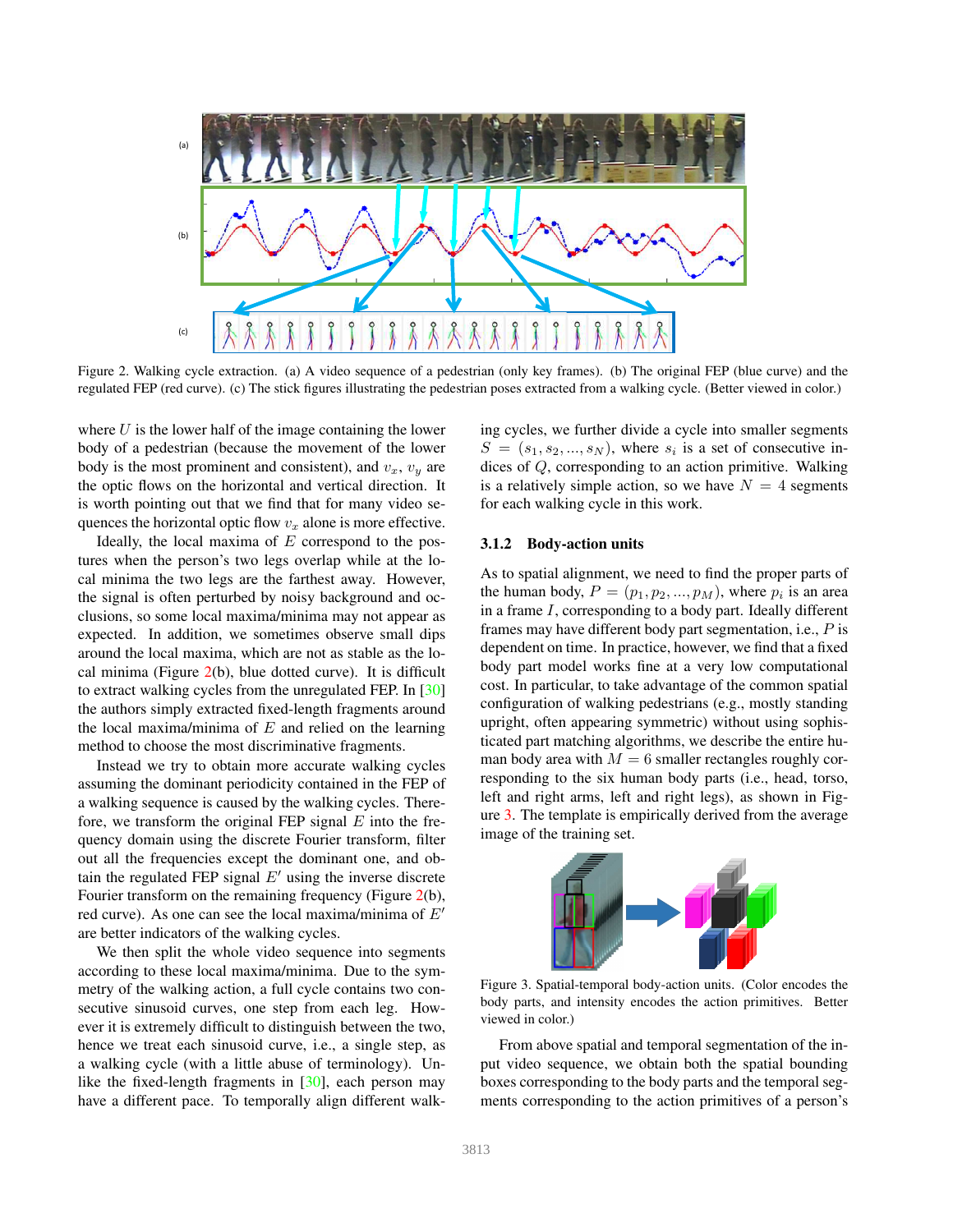(a)

(b)

(c)

Figure 2. Walking cycle extraction. (a) A video sequence of a pedestrian (only key frames). (b) The original FEP (blue curve) and the regulated FEP (red curve). (c) The stick figures illustrating the pedestrian poses extracted from a walking cycle. (Better viewed in color.)

where $U$ is the lower half of the image containing the lower body of a pedestrian (because the movement of the lower body is the most prominent and consistent), and $v_x$, $v_y$ are the optic flows on the horizontal and vertical direction. It is worth pointing out that we find that for many video sequences the horizontal optic flow $v_x$ alone is more effective.

Ideally, the local maxima of $E$ correspond to the postures when the person's two legs overlap while at the local minima the two legs are the farthest away. However, the signal is often perturbed by noisy background and occlusions, so some local maxima/minima may not appear as expected. In addition, we sometimes observe small dips around the local maxima, which are not as stable as the local minima (Figure 2(b), blue dotted curve). It is difficult to extract walking cycles from the unregulated FEP. In [30] the authors simply extracted fixed-length fragments around the local maxima/minima of $E$ and relied on the learning method to choose the most discriminative fragments.

Instead we try to obtain more accurate walking cycles assuming the dominant periodicity contained in the FEP of a walking sequence is caused by the walking cycles. Therefore, we transform the original FEP signal $E$ into the frequency domain using the discrete Fourier transform, filter out all the frequencies except the dominant one, and obtain the regulated FEP signal $E'$ using the inverse discrete Fourier transform on the remaining frequency (Figure 2(b), red curve). As one can see the local maxima/minima of $E'$ are better indicators of the walking cycles.

We then split the whole video sequence into segments according to these local maxima/minima. Due to the symmetry of the walking action, a full cycle contains two consecutive sinusoid curves, one step from each leg. However it is extremely difficult to distinguish between the two, hence we treat each sinusoid curve, i.e., a single step, as a walking cycle (with a little abuse of terminology). Unlike the fixed-length fragments in [30], each person may have a different pace. To temporally align different walking cycles, we further divide a cycle into smaller segments $S = (s_1, s_2, ..., s_N)$, where $s_i$ is a set of consecutive indices of $Q$, corresponding to an action primitive. Walking is a relatively simple action, so we have $N = 4$ segments for each walking cycle in this work.

### 3.1.2 Body-action units

As to spatial alignment, we need to find the proper parts of the human body, $P = (p_1, p_2, ..., p_M)$, where $p_i$ is an area in a frame $I$, corresponding to a body part. Ideally different frames may have different body part segmentation, i.e., $P$ is dependent on time. In practice, however, we find that a fixed body part model works fine at a very low computational cost. In particular, to take advantage of the common spatial configuration of walking pedestrians (e.g., mostly standing upright, often appearing symmetric) without using sophisticated part matching algorithms, we describe the entire human body area with $M = 6$ smaller rectangles roughly corresponding to the six human body parts (i.e., head, torso, left and right arms, left and right legs), as shown in Figure 3. The template is empirically derived from the average image of the training set.

Figure 3. Spatial-temporal body-action units. (Color encodes the body parts, and intensity encodes the action primitives. Better viewed in color.)

From above spatial and temporal segmentation of the input video sequence, we obtain both the spatial bounding boxes corresponding to the body parts and the temporal segments corresponding to the action primitives of a person's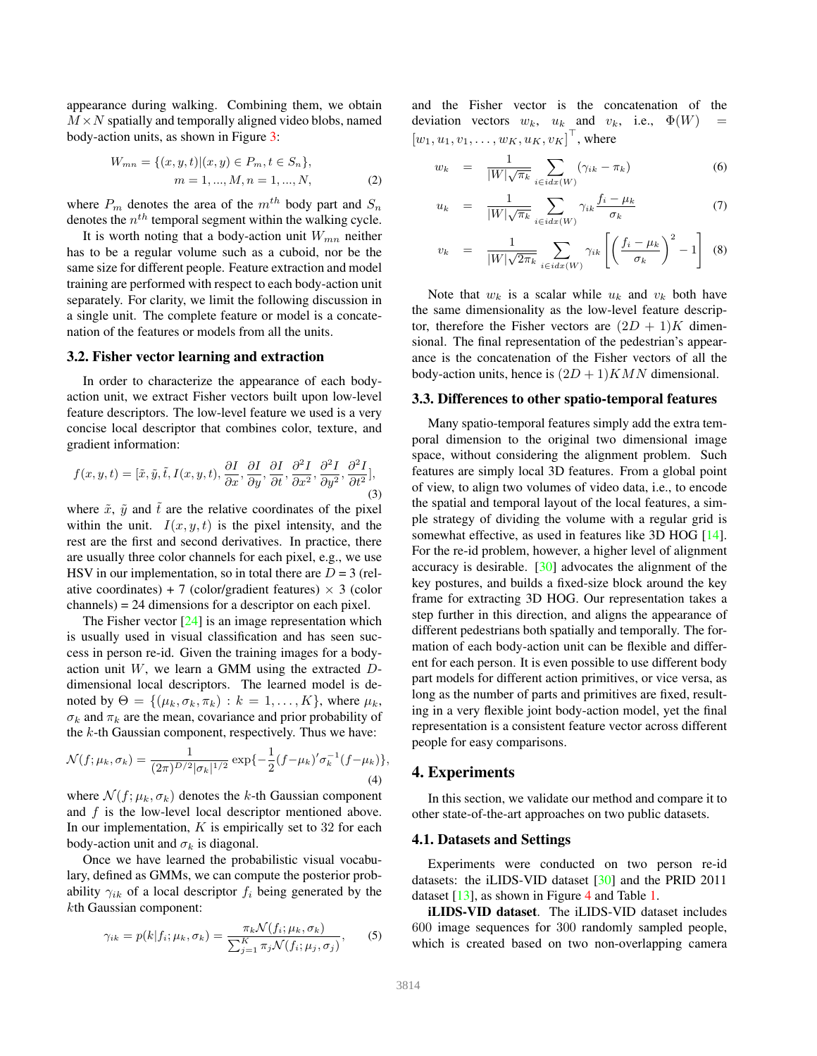appearance during walking. Combining them, we obtain $M \times N$ spatially and temporally aligned video blobs, named body-action units, as shown in Figure 3:

$$W_{mn} = \{(x, y, t) | (x, y) \in P_m, t \in S_n\}, \quad m = 1, ..., M, n = 1, ..., N, \tag{2}$$

where $P_m$ denotes the area of the $m^{th}$ body part and $S_n$ denotes the $n^{th}$ temporal segment within the walking cycle.

It is worth noting that a body-action unit $W_{mn}$ neither has to be a regular volume such as a cuboid, nor be the same size for different people. Feature extraction and model training are performed with respect to each body-action unit separately. For clarity, we limit the following discussion in a single unit. The complete feature or model is a concatenation of the features or models from all the units.

### 3.2. Fisher vector learning and extraction

In order to characterize the appearance of each body-action unit, we extract Fisher vectors built upon low-level feature descriptors. The low-level feature we used is a very concise local descriptor that combines color, texture, and gradient information:

$$f(x, y, t) = [\tilde{x}, \tilde{y}, \tilde{t}, I(x, y, t), \frac{\partial I}{\partial x}, \frac{\partial I}{\partial y}, \frac{\partial I}{\partial t}, \frac{\partial^2 I}{\partial x^2}, \frac{\partial^2 I}{\partial y^2}, \frac{\partial^2 I}{\partial t^2}], \tag{3}$$

where $\tilde{x}$, $\tilde{y}$ and $\tilde{t}$ are the relative coordinates of the pixel within the unit. $I(x, y, t)$ is the pixel intensity, and the rest are the first and second derivatives. In practice, there are usually three color channels for each pixel, e.g., we use HSV in our implementation, so in total there are $D$ = 3 (relative coordinates) + 7 (color/gradient features) $\times$ 3 (color channels) = 24 dimensions for a descriptor on each pixel.

The Fisher vector [24] is an image representation which is usually used in visual classification and has seen success in person re-id. Given the training images for a body-action unit $W$, we learn a GMM using the extracted $D$-dimensional local descriptors. The learned model is denoted by $\Theta = \{(\mu_k, \sigma_k, \pi_k) : k = 1, \ldots, K\}$, where $\mu_k$, $\sigma_k$ and $\pi_k$ are the mean, covariance and prior probability of the $k$-th Gaussian component, respectively. Thus we have:

$$\mathcal{N}(f; \mu_k, \sigma_k) = \frac{1}{(2\pi)^{D/2}|\sigma_k|^{1/2}} \exp\{-\frac{1}{2}(f - \mu_k)' \sigma_k^{-1}(f - \mu_k)\}, \tag{4}$$

where $\mathcal{N}(f; \mu_k, \sigma_k)$ denotes the $k$-th Gaussian component and $f$ is the low-level local descriptor mentioned above. In our implementation, $K$ is empirically set to 32 for each body-action unit and $\sigma_k$ is diagonal.

Once we have learned the probabilistic visual vocabulary, defined as GMMs, we can compute the posterior probability $\gamma_{ik}$ of a local descriptor $f_i$ being generated by the $k$th Gaussian component:

$$\gamma_{ik} = p(k | f_i; \mu_k, \sigma_k) = \frac{\pi_k \mathcal{N}(f_i; \mu_k, \sigma_k)}{\sum_{j=1}^{K} \pi_j \mathcal{N}(f_i; \mu_j, \sigma_j)}, \tag{5}$$

and the Fisher vector is the concatenation of the deviation vectors $w_k$, $u_k$ and $v_k$, i.e., $\Phi(W) = [w_1, u_1, v_1, \ldots, w_K, u_K, v_K]^\top$, where

$$w_k = \frac{1}{|W|\sqrt{\pi_k}} \sum_{i \in idx(W)} (\gamma_{ik} - \pi_k) \tag{6}$$

$$u_k = \frac{1}{|W|\sqrt{\pi_k}} \sum_{i \in idx(W)} \gamma_{ik} \frac{f_i - \mu_k}{\sigma_k} \tag{7}$$

$$v_k = \frac{1}{|W|\sqrt{2\pi_k}} \sum_{i \in idx(W)} \gamma_{ik} \left[ \left( \frac{f_i - \mu_k}{\sigma_k} \right)^2 - 1 \right] \tag{8}$$

Note that $w_k$ is a scalar while $u_k$ and $v_k$ both have the same dimensionality as the low-level feature descriptor, therefore the Fisher vectors are $(2D + 1)K$ dimensional. The final representation of the pedestrian's appearance is the concatenation of the Fisher vectors of all the body-action units, hence is $(2D + 1)KMN$ dimensional.

### 3.3. Differences to other spatio-temporal features

Many spatio-temporal features simply add the extra temporal dimension to the original two dimensional image space, without considering the alignment problem. Such features are simply local 3D features. From a global point of view, to align two volumes of video data, i.e., to encode the spatial and temporal layout of the local features, a simple strategy of dividing the volume with a regular grid is somewhat effective, as used in features like 3D HOG [14]. For the re-id problem, however, a higher level of alignment accuracy is desirable. [30] advocates the alignment of the key postures, and builds a fixed-size block around the key frame for extracting 3D HOG. Our representation takes a step further in this direction, and aligns the appearance of different pedestrians both spatially and temporally. The formation of each body-action unit can be flexible and different for each person. It is even possible to use different body part models for different action primitives, or vice versa, as long as the number of parts and primitives are fixed, resulting in a very flexible joint body-action model, yet the final representation is a consistent feature vector across different people for easy comparisons.

## 4. Experiments

In this section, we validate our method and compare it to other state-of-the-art approaches on two public datasets.

### 4.1. Datasets and Settings

Experiments were conducted on two person re-id datasets: the iLIDS-VID dataset [30] and the PRID 2011 dataset [13], as shown in Figure 4 and Table 1.

**iLIDS-VID dataset**. The iLIDS-VID dataset includes 600 image sequences for 300 randomly sampled people, which is created based on two non-overlapping camera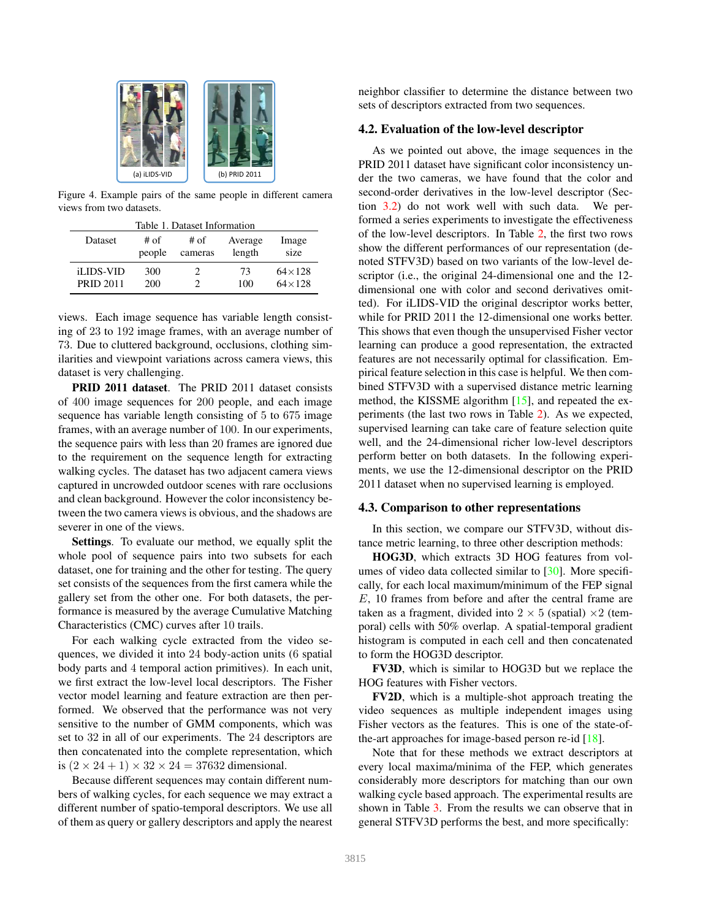(a) iLIDS-VID

(b) PRID 2011

Figure 4. Example pairs of the same people in different camera views from two datasets.

Table 1. Dataset Information

| Dataset | # of people | # of cameras | Average length | Image size |
|---|---|---|---|---|
| iLIDS-VID | 300 | 2 | 73 | $64\times128$ |
| PRID 2011 | 200 | 2 | 100 | $64\times128$ |

views. Each image sequence has variable length consisting of 23 to 192 image frames, with an average number of 73. Due to cluttered background, occlusions, clothing similarities and viewpoint variations across camera views, this dataset is very challenging.

**PRID 2011 dataset**. The PRID 2011 dataset consists of 400 image sequences for 200 people, and each image sequence has variable length consisting of 5 to 675 image frames, with an average number of 100. In our experiments, the sequence pairs with less than 20 frames are ignored due to the requirement on the sequence length for extracting walking cycles. The dataset has two adjacent camera views captured in uncrowded outdoor scenes with rare occlusions and clean background. However the color inconsistency between the two camera views is obvious, and the shadows are severer in one of the views.

**Settings**. To evaluate our method, we equally split the whole pool of sequence pairs into two subsets for each dataset, one for training and the other for testing. The query set consists of the sequences from the first camera while the gallery set from the other one. For both datasets, the performance is measured by the average Cumulative Matching Characteristics (CMC) curves after 10 trails.

For each walking cycle extracted from the video sequences, we divided it into 24 body-action units (6 spatial body parts and 4 temporal action primitives). In each unit, we first extract the low-level local descriptors. The Fisher vector model learning and feature extraction are then performed. We observed that the performance was not very sensitive to the number of GMM components, which was set to 32 in all of our experiments. The 24 descriptors are then concatenated into the complete representation, which is $(2 \times 24 + 1) \times 32 \times 24 = 37632$ dimensional.

Because different sequences may contain different numbers of walking cycles, for each sequence we may extract a different number of spatio-temporal descriptors. We use all of them as query or gallery descriptors and apply the nearest neighbor classifier to determine the distance between two sets of descriptors extracted from two sequences.

## 4.2. Evaluation of the low-level descriptor

As we pointed out above, the image sequences in the PRID 2011 dataset have significant color inconsistency under the two cameras, we have found that the color and second-order derivatives in the low-level descriptor (Section 3.2) do not work well with such data. We performed a series experiments to investigate the effectiveness of the low-level descriptors. In Table 2, the first two rows show the different performances of our representation (denoted STFV3D) based on two variants of the low-level descriptor (i.e., the original 24-dimensional one and the 12-dimensional one with color and second derivatives omitted). For iLIDS-VID the original descriptor works better, while for PRID 2011 the 12-dimensional one works better. This shows that even though the unsupervised Fisher vector learning can produce a good representation, the extracted features are not necessarily optimal for classification. Empirical feature selection in this case is helpful. We then combined STFV3D with a supervised distance metric learning method, the KISSME algorithm [15], and repeated the experiments (the last two rows in Table 2). As we expected, supervised learning can take care of feature selection quite well, and the 24-dimensional richer low-level descriptors perform better on both datasets. In the following experiments, we use the 12-dimensional descriptor on the PRID 2011 dataset when no supervised learning is employed.

## 4.3. Comparison to other representations

In this section, we compare our STFV3D, without distance metric learning, to three other description methods:

**HOG3D**, which extracts 3D HOG features from volumes of video data collected similar to [30]. More specifically, for each local maximum/minimum of the FEP signal $E$, 10 frames from before and after the central frame are taken as a fragment, divided into $2 \times 5$ (spatial) $\times 2$ (temporal) cells with 50% overlap. A spatial-temporal gradient histogram is computed in each cell and then concatenated to form the HOG3D descriptor.

**FV3D**, which is similar to HOG3D but we replace the HOG features with Fisher vectors.

**FV2D**, which is a multiple-shot approach treating the video sequences as multiple independent images using Fisher vectors as the features. This is one of the state-of-the-art approaches for image-based person re-id [18].

Note that for these methods we extract descriptors at every local maxima/minima of the FEP, which generates considerably more descriptors for matching than our own walking cycle based approach. The experimental results are shown in Table 3. From the results we can observe that in general STFV3D performs the best, and more specifically: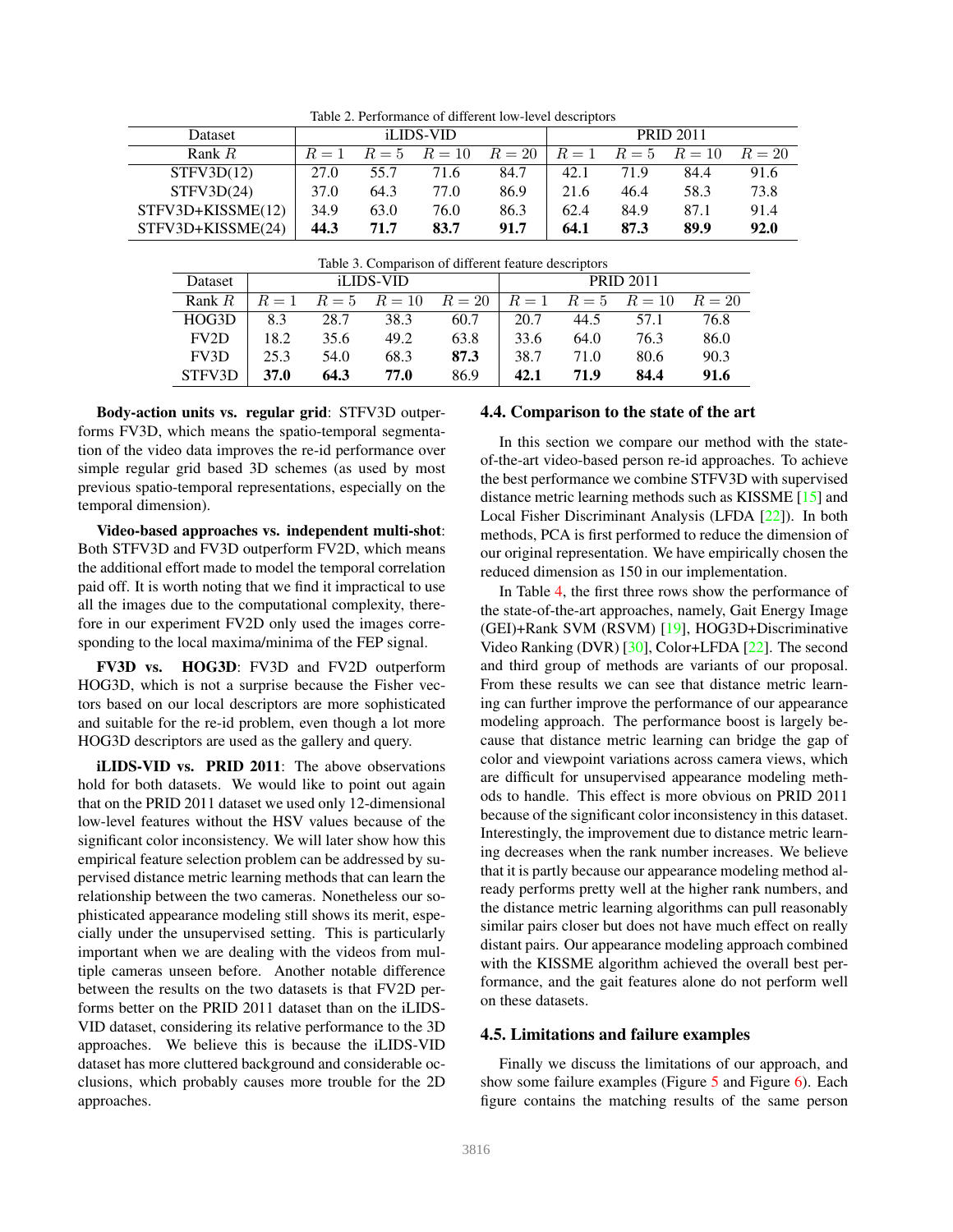Table 2. Performance of different low-level descriptors

| Dataset | iLIDS-VID | | | | PRID 2011 | | | |
|---|---|---|---|---|---|---|---|---|
| Rank $R$ | $R=1$ | $R=5$ | $R=10$ | $R=20$ | $R=1$ | $R=5$ | $R=10$ | $R=20$ |
| STFV3D(12) | 27.0 | 55.7 | 71.6 | 84.7 | 42.1 | 71.9 | 84.4 | 91.6 |
| STFV3D(24) | 37.0 | 64.3 | 77.0 | 86.9 | 21.6 | 46.4 | 58.3 | 73.8 |
| STFV3D+KISSME(12) | 34.9 | 63.0 | 76.0 | 86.3 | 62.4 | 84.9 | 87.1 | 91.4 |
| STFV3D+KISSME(24) | **44.3** | **71.7** | **83.7** | **91.7** | **64.1** | **87.3** | **89.9** | **92.0** |

Table 3. Comparison of different feature descriptors

| Dataset | iLIDS-VID | | | | PRID 2011 | | | |
|---|---|---|---|---|---|---|---|---|
| Rank $R$ | $R=1$ | $R=5$ | $R=10$ | $R=20$ | $R=1$ | $R=5$ | $R=10$ | $R=20$ |
| HOG3D | 8.3 | 28.7 | 38.3 | 60.7 | 20.7 | 44.5 | 57.1 | 76.8 |
| FV2D | 18.2 | 35.6 | 49.2 | 63.8 | 33.6 | 64.0 | 76.3 | 86.0 |
| FV3D | 25.3 | 54.0 | 68.3 | **87.3** | 38.7 | 71.0 | 80.6 | 90.3 |
| STFV3D | **37.0** | **64.3** | **77.0** | 86.9 | **42.1** | **71.9** | **84.4** | **91.6** |

**Body-action units vs. regular grid**: STFV3D outperforms FV3D, which means the spatio-temporal segmentation of the video data improves the re-id performance over simple regular grid based 3D schemes (as used by most previous spatio-temporal representations, especially on the temporal dimension).

**Video-based approaches vs. independent multi-shot**: Both STFV3D and FV3D outperform FV2D, which means the additional effort made to model the temporal correlation paid off. It is worth noting that we find it impractical to use all the images due to the computational complexity, therefore in our experiment FV2D only used the images corresponding to the local maxima/minima of the FEP signal.

**FV3D vs. HOG3D**: FV3D and FV2D outperform HOG3D, which is not a surprise because the Fisher vectors based on our local descriptors are more sophisticated and suitable for the re-id problem, even though a lot more HOG3D descriptors are used as the gallery and query.

**iLIDS-VID vs. PRID 2011**: The above observations hold for both datasets. We would like to point out again that on the PRID 2011 dataset we used only 12-dimensional low-level features without the HSV values because of the significant color inconsistency. We will later show how this empirical feature selection problem can be addressed by supervised distance metric learning methods that can learn the relationship between the two cameras. Nonetheless our sophisticated appearance modeling still shows its merit, especially under the unsupervised setting. This is particularly important when we are dealing with the videos from multiple cameras unseen before. Another notable difference between the results on the two datasets is that FV2D performs better on the PRID 2011 dataset than on the iLIDS-VID dataset, considering its relative performance to the 3D approaches. We believe this is because the iLIDS-VID dataset has more cluttered background and considerable occlusions, which probably causes more trouble for the 2D approaches.

### 4.4. Comparison to the state of the art

In this section we compare our method with the state-of-the-art video-based person re-id approaches. To achieve the best performance we combine STFV3D with supervised distance metric learning methods such as KISSME [15] and Local Fisher Discriminant Analysis (LFDA [22]). In both methods, PCA is first performed to reduce the dimension of our original representation. We have empirically chosen the reduced dimension as 150 in our implementation.

In Table 4, the first three rows show the performance of the state-of-the-art approaches, namely, Gait Energy Image (GEI)+Rank SVM (RSVM) [19], HOG3D+Discriminative Video Ranking (DVR) [30], Color+LFDA [22]. The second and third group of methods are variants of our proposal. From these results we can see that distance metric learning can further improve the performance of our appearance modeling approach. The performance boost is largely because that distance metric learning can bridge the gap of color and viewpoint variations across camera views, which are difficult for unsupervised appearance modeling methods to handle. This effect is more obvious on PRID 2011 because of the significant color inconsistency in this dataset. Interestingly, the improvement due to distance metric learning decreases when the rank number increases. We believe that it is partly because our appearance modeling method already performs pretty well at the higher rank numbers, and the distance metric learning algorithms can pull reasonably similar pairs closer but does not have much effect on really distant pairs. Our appearance modeling approach combined with the KISSME algorithm achieved the overall best performance, and the gait features alone do not perform well on these datasets.

### 4.5. Limitations and failure examples

Finally we discuss the limitations of our approach, and show some failure examples (Figure 5 and Figure 6). Each figure contains the matching results of the same person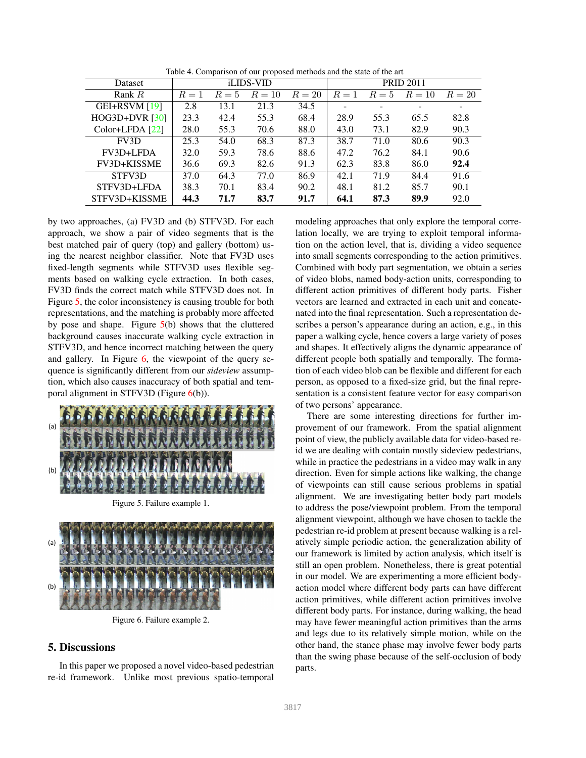Table 4. Comparison of our proposed methods and the state of the art

| Dataset | iLIDS-VID | | | | PRID 2011 | | | |
|---|---|---|---|---|---|---|---|---|
| Rank $R$ | $R=1$ | $R=5$ | $R=10$ | $R=20$ | $R=1$ | $R=5$ | $R=10$ | $R=20$ |
| GEI+RSVM [19] | 2.8 | 13.1 | 21.3 | 34.5 | - | - | - | - |
| HOG3D+DVR [30] | 23.3 | 42.4 | 55.3 | 68.4 | 28.9 | 55.3 | 65.5 | 82.8 |
| Color+LFDA [22] | 28.0 | 55.3 | 70.6 | 88.0 | 43.0 | 73.1 | 82.9 | 90.3 |
| FV3D | 25.3 | 54.0 | 68.3 | 87.3 | 38.7 | 71.0 | 80.6 | 90.3 |
| FV3D+LFDA | 32.0 | 59.3 | 78.6 | 88.6 | 47.2 | 76.2 | 84.1 | 90.6 |
| FV3D+KISSME | 36.6 | 69.3 | 82.6 | 91.3 | 62.3 | 83.8 | 86.0 | **92.4** |
| STFV3D | 37.0 | 64.3 | 77.0 | 86.9 | 42.1 | 71.9 | 84.4 | 91.6 |
| STFV3D+LFDA | 38.3 | 70.1 | 83.4 | 90.2 | 48.1 | 81.2 | 85.7 | 90.1 |
| STFV3D+KISSME | **44.3** | **71.7** | **83.7** | **91.7** | **64.1** | **87.3** | **89.9** | 92.0 |

by two approaches, (a) FV3D and (b) STFV3D. For each approach, we show a pair of video segments that is the best matched pair of query (top) and gallery (bottom) using the nearest neighbor classifier. Note that FV3D uses fixed-length segments while STFV3D uses flexible segments based on walking cycle extraction. In both cases, FV3D finds the correct match while STFV3D does not. In Figure 5, the color inconsistency is causing trouble for both representations, and the matching is probably more affected by pose and shape. Figure 5(b) shows that the cluttered background causes inaccurate walking cycle extraction in STFV3D, and hence incorrect matching between the query and gallery. In Figure 6, the viewpoint of the query sequence is significantly different from our *sideview* assumption, which also causes inaccuracy of both spatial and temporal alignment in STFV3D (Figure 6(b)).

(a)

(b)

Figure 5. Failure example 1.

(a)

(b)

Figure 6. Failure example 2.

## 5. Discussions

In this paper we proposed a novel video-based pedestrian re-id framework. Unlike most previous spatio-temporal modeling approaches that only explore the temporal correlation locally, we are trying to exploit temporal information on the action level, that is, dividing a video sequence into small segments corresponding to the action primitives. Combined with body part segmentation, we obtain a series of video blobs, named body-action units, corresponding to different action primitives of different body parts. Fisher vectors are learned and extracted in each unit and concatenated into the final representation. Such a representation describes a person's appearance during an action, e.g., in this paper a walking cycle, hence covers a large variety of poses and shapes. It effectively aligns the dynamic appearance of different people both spatially and temporally. The formation of each video blob can be flexible and different for each person, as opposed to a fixed-size grid, but the final representation is a consistent feature vector for easy comparison of two persons' appearance.

There are some interesting directions for further improvement of our framework. From the spatial alignment point of view, the publicly available data for video-based re-id we are dealing with contain mostly sideview pedestrians, while in practice the pedestrians in a video may walk in any direction. Even for simple actions like walking, the change of viewpoints can still cause serious problems in spatial alignment. We are investigating better body part models to address the pose/viewpoint problem. From the temporal alignment viewpoint, although we have chosen to tackle the pedestrian re-id problem at present because walking is a relatively simple periodic action, the generalization ability of our framework is limited by action analysis, which itself is still an open problem. Nonetheless, there is great potential in our model. We are experimenting a more efficient body-action model where different body parts can have different action primitives, while different action primitives involve different body parts. For instance, during walking, the head may have fewer meaningful action primitives than the arms and legs due to its relatively simple motion, while on the other hand, the stance phase may involve fewer body parts than the swing phase because of the self-occlusion of body parts.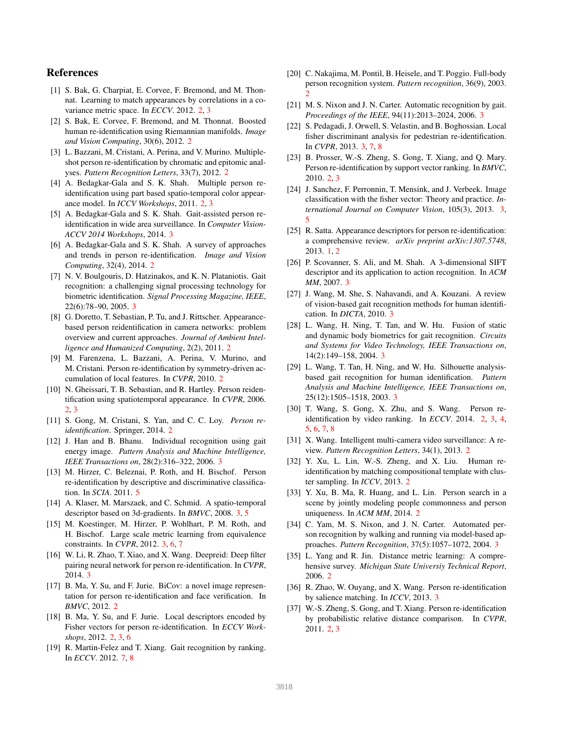## References

[1] S. Bak, G. Charpiat, E. Corvee, F. Bremond, and M. Thonnat. Learning to match appearances by correlations in a covariance metric space. In *ECCV*. 2012. 2, 3

[2] S. Bak, E. Corvee, F. Bremond, and M. Thonnat. Boosted human re-identification using Riemannian manifolds. *Image and Vision Computing*, 30(6), 2012. 2

[3] L. Bazzani, M. Cristani, A. Perina, and V. Murino. Multiple-shot person re-identification by chromatic and epitomic analyses. *Pattern Recognition Letters*, 33(7), 2012. 2

[4] A. Bedagkar-Gala and S. K. Shah. Multiple person re-identification using part based spatio-temporal color appearance model. In *ICCV Workshops*, 2011. 2, 3

[5] A. Bedagkar-Gala and S. K. Shah. Gait-assisted person re-identification in wide area surveillance. In *Computer Vision-ACCV 2014 Workshops*, 2014. 3

[6] A. Bedagkar-Gala and S. K. Shah. A survey of approaches and trends in person re-identification. *Image and Vision Computing*, 32(4), 2014. 2

[7] N. V. Boulgouris, D. Hatzinakos, and K. N. Plataniotis. Gait recognition: a challenging signal processing technology for biometric identification. *Signal Processing Magazine, IEEE*, 22(6):78–90, 2005. 3

[8] G. Doretto, T. Sebastian, P. Tu, and J. Rittscher. Appearance-based person reidentification in camera networks: problem overview and current approaches. *Journal of Ambient Intelligence and Humanized Computing*, 2(2), 2011. 2

[9] M. Farenzena, L. Bazzani, A. Perina, V. Murino, and M. Cristani. Person re-identification by symmetry-driven accumulation of local features. In *CVPR*, 2010. 2

[10] N. Gheissari, T. B. Sebastian, and R. Hartley. Person reidentification using spatiotemporal appearance. In *CVPR*, 2006. 2, 3

[11] S. Gong, M. Cristani, S. Yan, and C. C. Loy. *Person re-identification*. Springer, 2014. 2

[12] J. Han and B. Bhanu. Individual recognition using gait energy image. *Pattern Analysis and Machine Intelligence, IEEE Transactions on*, 28(2):316–322, 2006. 3

[13] M. Hirzer, C. Beleznai, P. Roth, and H. Bischof. Person re-identification by descriptive and discriminative classification. In *SCIA*. 2011. 5

[14] A. Klaser, M. Marszaek, and C. Schmid. A spatio-temporal descriptor based on 3d-gradients. In *BMVC*, 2008. 3, 5

[15] M. Koestinger, M. Hirzer, P. Wohlhart, P. M. Roth, and H. Bischof. Large scale metric learning from equivalence constraints. In *CVPR*, 2012. 3, 6, 7

[16] W. Li, R. Zhao, T. Xiao, and X. Wang. Deepreid: Deep filter pairing neural network for person re-identification. In *CVPR*, 2014. 3

[17] B. Ma, Y. Su, and F. Jurie. BiCov: a novel image representation for person re-identification and face verification. In *BMVC*, 2012. 2

[18] B. Ma, Y. Su, and F. Jurie. Local descriptors encoded by Fisher vectors for person re-identification. In *ECCV Workshops*, 2012. 2, 3, 6

[19] R. Martin-Felez and T. Xiang. Gait recognition by ranking. In *ECCV*. 2012. 7, 8

[20] C. Nakajima, M. Pontil, B. Heisele, and T. Poggio. Full-body person recognition system. *Pattern recognition*, 36(9), 2003. 2

[21] M. S. Nixon and J. N. Carter. Automatic recognition by gait. *Proceedings of the IEEE*, 94(11):2013–2024, 2006. 3

[22] S. Pedagadi, J. Orwell, S. Velastin, and B. Boghossian. Local fisher discriminant analysis for pedestrian re-identification. In *CVPR*, 2013. 3, 7, 8

[23] B. Prosser, W.-S. Zheng, S. Gong, T. Xiang, and Q. Mary. Person re-identification by support vector ranking. In *BMVC*, 2010. 2, 3

[24] J. Sanchez, F. Perronnin, T. Mensink, and J. Verbeek. Image classification with the fisher vector: Theory and practice. *International Journal on Computer Vision*, 105(3), 2013. 3, 5

[25] R. Satta. Appearance descriptors for person re-identification: a comprehensive review. *arXiv preprint arXiv:1307.5748*, 2013. 1, 2

[26] P. Scovanner, S. Ali, and M. Shah. A 3-dimensional SIFT descriptor and its application to action recognition. In *ACM MM*, 2007. 3

[27] J. Wang, M. She, S. Nahavandi, and A. Kouzani. A review of vision-based gait recognition methods for human identification. In *DICTA*, 2010. 3

[28] L. Wang, H. Ning, T. Tan, and W. Hu. Fusion of static and dynamic body biometrics for gait recognition. *Circuits and Systems for Video Technology, IEEE Transactions on*, 14(2):149–158, 2004. 3

[29] L. Wang, T. Tan, H. Ning, and W. Hu. Silhouette analysis-based gait recognition for human identification. *Pattern Analysis and Machine Intelligence, IEEE Transactions on*, 25(12):1505–1518, 2003. 3

[30] T. Wang, S. Gong, X. Zhu, and S. Wang. Person re-identification by video ranking. In *ECCV*. 2014. 2, 3, 4, 5, 6, 7, 8

[31] X. Wang. Intelligent multi-camera video surveillance: A review. *Pattern Recognition Letters*, 34(1), 2013. 2

[32] Y. Xu, L. Lin, W.-S. Zheng, and X. Liu. Human re-identification by matching compositional template with cluster sampling. In *ICCV*, 2013. 2

[33] Y. Xu, B. Ma, R. Huang, and L. Lin. Person search in a scene by jointly modeling people commonness and person uniqueness. In *ACM MM*, 2014. 2

[34] C. Yam, M. S. Nixon, and J. N. Carter. Automated person recognition by walking and running via model-based approaches. *Pattern Recognition*, 37(5):1057–1072, 2004. 3

[35] L. Yang and R. Jin. Distance metric learning: A comprehensive survey. *Michigan State Universiy Technical Report*, 2006. 2

[36] R. Zhao, W. Ouyang, and X. Wang. Person re-identification by salience matching. In *ICCV*, 2013. 3

[37] W.-S. Zheng, S. Gong, and T. Xiang. Person re-identification by probabilistic relative distance comparison. In *CVPR*, 2011. 2, 3